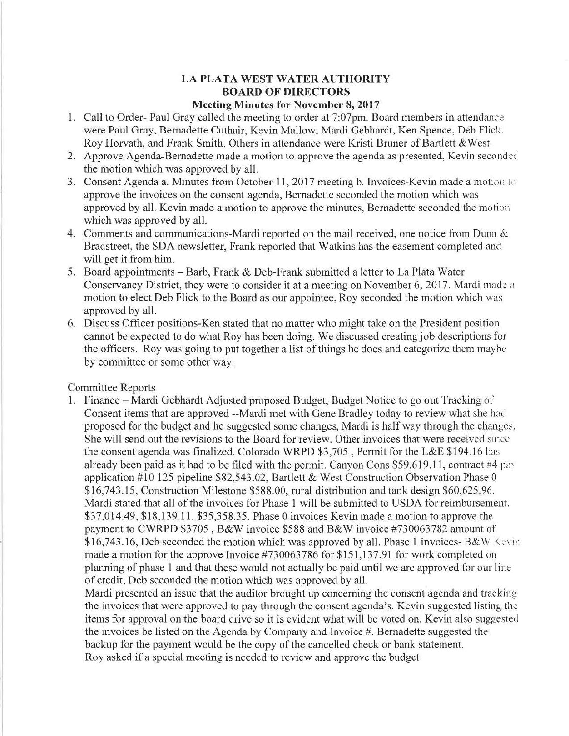# LA PLATA WEST WATER AUTHORITY
## BOARD OF DIRECTORS
### Meeting Minutes for November 8, 2017

1. Call to Order- Paul Gray called the meeting to order at 7:07pm. Board members in attendance were Paul Gray, Bernadette Cuthair, Kevin Mallow, Mardi Gebhardt, Ken Spence, Deb Flick. Roy Horvath, and Frank Smith. Others in attendance were Kristi Bruner of Bartlett &West.
2. Approve Agenda-Bernadette made a motion to approve the agenda as presented, Kevin seconded the motion which was approved by all.
3. Consent Agenda a. Minutes from October 11, 2017 meeting b. Invoices-Kevin made a motion to approve the invoices on the consent agenda, Bernadette seconded the motion which was approved by all. Kevin made a motion to approve the minutes, Bernadette seconded the motion which was approved by all.
4. Comments and communications-Mardi reported on the mail received, one notice from Dunn & Bradstreet, the SDA newsletter, Frank reported that Watkins has the easement completed and will get it from him.
5. Board appointments – Barb, Frank & Deb-Frank submitted a letter to La Plata Water Conservancy District, they were to consider it at a meeting on November 6, 2017. Mardi made a motion to elect Deb Flick to the Board as our appointee, Roy seconded the motion which was approved by all.
6. Discuss Officer positions-Ken stated that no matter who might take on the President position cannot be expected to do what Roy has been doing. We discussed creating job descriptions for the officers. Roy was going to put together a list of things he does and categorize them maybe by committee or some other way.

Committee Reports

1. Finance – Mardi Gebhardt Adjusted proposed Budget, Budget Notice to go out Tracking of Consent items that are approved --Mardi met with Gene Bradley today to review what she had proposed for the budget and he suggested some changes, Mardi is half way through the changes. She will send out the revisions to the Board for review. Other invoices that were received since the consent agenda was finalized. Colorado WRPD $3,705 , Permit for the L&E $194.16 has already been paid as it had to be filed with the permit. Canyon Cons $59,619.11, contract #4 pay application #10 125 pipeline $82,543.02, Bartlett & West Construction Observation Phase 0 $16,743.15, Construction Milestone $588.00, rural distribution and tank design $60,625.96. Mardi stated that all of the invoices for Phase 1 will be submitted to USDA for reimbursement. $37,014.49, $18,139.11, $35,358.35. Phase 0 invoices Kevin made a motion to approve the payment to CWRPD $3705 , B&W invoice $588 and B&W invoice #730063782 amount of $16,743.16, Deb seconded the motion which was approved by all. Phase 1 invoices- B&W Kevin made a motion for the approve Invoice #730063786 for $151,137.91 for work completed on planning of phase 1 and that these would not actually be paid until we are approved for our line of credit, Deb seconded the motion which was approved by all.

   Mardi presented an issue that the auditor brought up concerning the consent agenda and tracking the invoices that were approved to pay through the consent agenda's. Kevin suggested listing the items for approval on the board drive so it is evident what will be voted on. Kevin also suggested the invoices be listed on the Agenda by Company and Invoice #. Bernadette suggested the backup for the payment would be the copy of the cancelled check or bank statement.

   Roy asked if a special meeting is needed to review and approve the budget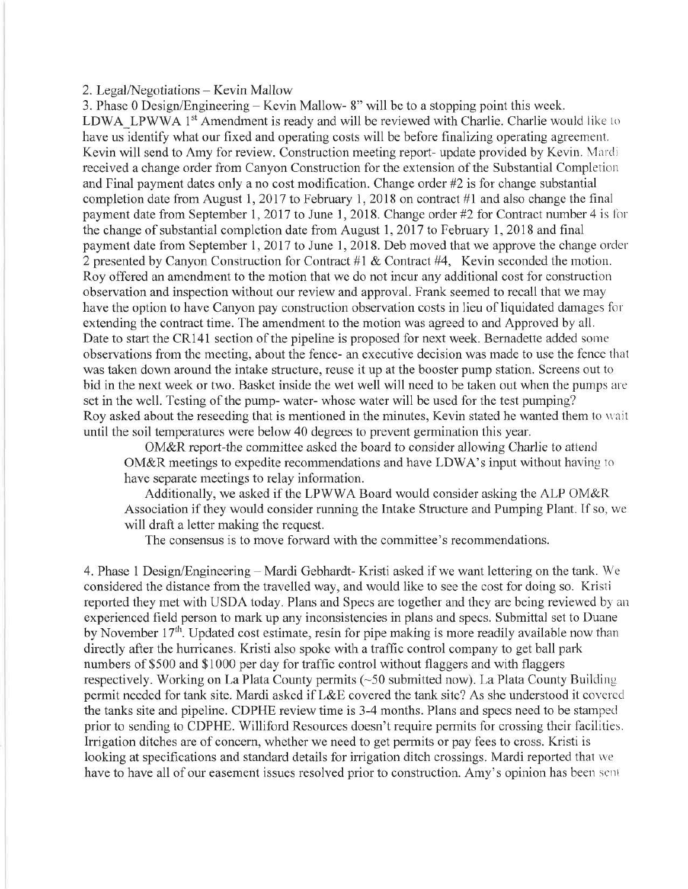2. Legal/Negotiations – Kevin Mallow

3. Phase 0 Design/Engineering – Kevin Mallow- 8" will be to a stopping point this week. LDWA_LPWWA 1st Amendment is ready and will be reviewed with Charlie. Charlie would like to have us identify what our fixed and operating costs will be before finalizing operating agreement. Kevin will send to Amy for review. Construction meeting report- update provided by Kevin. Mardi received a change order from Canyon Construction for the extension of the Substantial Completion and Final payment dates only a no cost modification. Change order #2 is for change substantial completion date from August 1, 2017 to February 1, 2018 on contract #1 and also change the final payment date from September 1, 2017 to June 1, 2018. Change order #2 for Contract number 4 is for the change of substantial completion date from August 1, 2017 to February 1, 2018 and final payment date from September 1, 2017 to June 1, 2018. Deb moved that we approve the change order 2 presented by Canyon Construction for Contract #1 & Contract #4, Kevin seconded the motion. Roy offered an amendment to the motion that we do not incur any additional cost for construction observation and inspection without our review and approval. Frank seemed to recall that we may have the option to have Canyon pay construction observation costs in lieu of liquidated damages for extending the contract time. The amendment to the motion was agreed to and Approved by all. Date to start the CR141 section of the pipeline is proposed for next week. Bernadette added some observations from the meeting, about the fence- an executive decision was made to use the fence that was taken down around the intake structure, reuse it up at the booster pump station. Screens out to bid in the next week or two. Basket inside the wet well will need to be taken out when the pumps are set in the well. Testing of the pump- water- whose water will be used for the test pumping? Roy asked about the reseeding that is mentioned in the minutes, Kevin stated he wanted them to wait until the soil temperatures were below 40 degrees to prevent germination this year.

OM&R report-the committee asked the board to consider allowing Charlie to attend OM&R meetings to expedite recommendations and have LDWA's input without having to have separate meetings to relay information.

Additionally, we asked if the LPWWA Board would consider asking the ALP OM&R Association if they would consider running the Intake Structure and Pumping Plant. If so, we will draft a letter making the request.

The consensus is to move forward with the committee's recommendations.

4. Phase 1 Design/Engineering – Mardi Gebhardt- Kristi asked if we want lettering on the tank. We considered the distance from the travelled way, and would like to see the cost for doing so. Kristi reported they met with USDA today. Plans and Specs are together and they are being reviewed by an experienced field person to mark up any inconsistencies in plans and specs. Submittal set to Duane by November 17th. Updated cost estimate, resin for pipe making is more readily available now than directly after the hurricanes. Kristi also spoke with a traffic control company to get ball park numbers of $500 and $1000 per day for traffic control without flaggers and with flaggers respectively. Working on La Plata County permits (~50 submitted now). La Plata County Building permit needed for tank site. Mardi asked if L&E covered the tank site? As she understood it covered the tanks site and pipeline. CDPHE review time is 3-4 months. Plans and specs need to be stamped prior to sending to CDPHE. Williford Resources doesn't require permits for crossing their facilities. Irrigation ditches are of concern, whether we need to get permits or pay fees to cross. Kristi is looking at specifications and standard details for irrigation ditch crossings. Mardi reported that we have to have all of our easement issues resolved prior to construction. Amy's opinion has been sent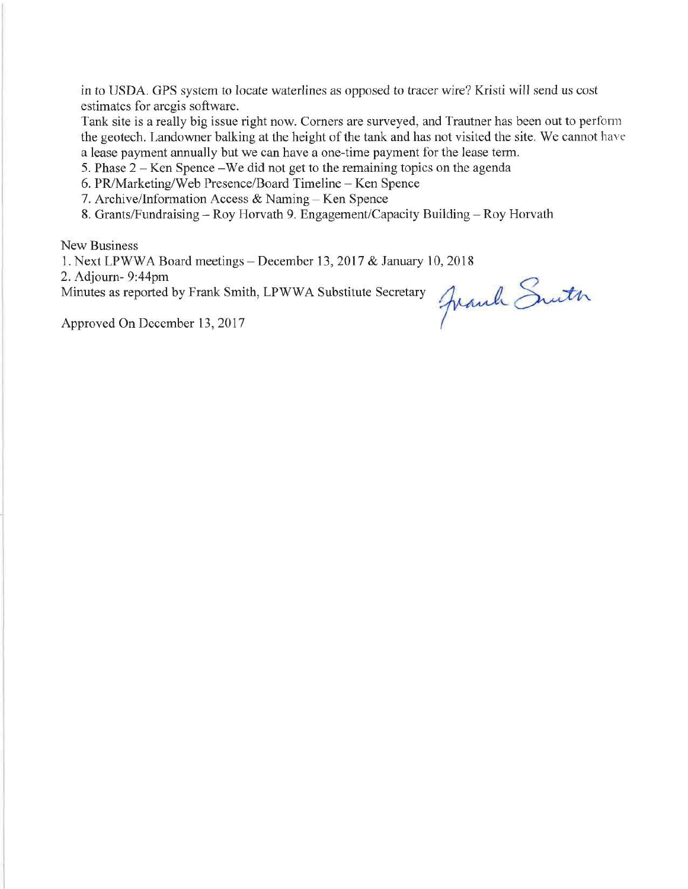in to USDA. GPS system to locate waterlines as opposed to tracer wire? Kristi will send us cost estimates for arcgis software.

Tank site is a really big issue right now. Corners are surveyed, and Trautner has been out to perform the geotech. Landowner balking at the height of the tank and has not visited the site. We cannot have a lease payment annually but we can have a one-time payment for the lease term.

5. Phase 2 – Ken Spence –We did not get to the remaining topics on the agenda
6. PR/Marketing/Web Presence/Board Timeline – Ken Spence
7. Archive/Information Access & Naming – Ken Spence
8. Grants/Fundraising – Roy Horvath 9. Engagement/Capacity Building – Roy Horvath

New Business

1. Next LPWWA Board meetings – December 13, 2017 & January 10, 2018
2. Adjourn- 9:44pm

Minutes as reported by Frank Smith, LPWWA Substitute Secretary

Frank Smith

Approved On December 13, 2017